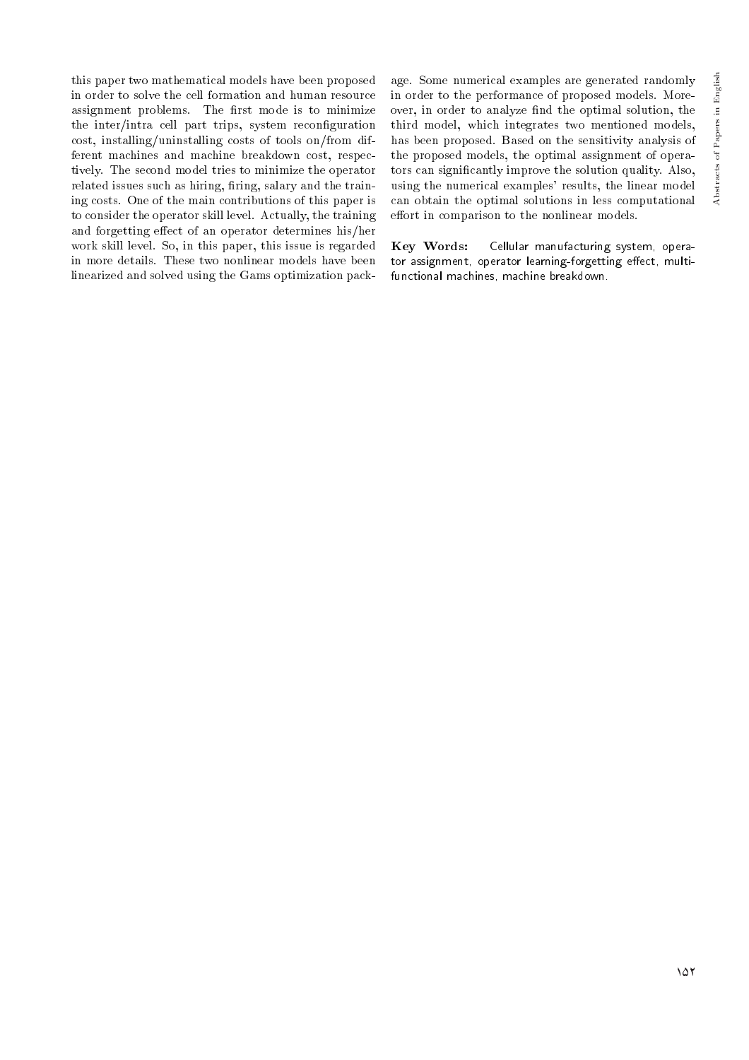this paper two mathematical models have been proposed in order to solve the cell formation and human resource assignment problems. The first mode is to minimize the inter/intra cell part trips, system reconfiguration cost, installing/uninstalling costs of tools on/from different machines and machine breakdown cost, respectively. The second model tries to minimize the operator related issues such as hiring, firing, salary and the training costs. One of the main contributions of this paper is to consider the operator skill level. Actually, the training and forgetting effect of an operator determines his/her work skill level. So, in this paper, this issue is regarded in more details. These two nonlinear models have been linearized and solved using the Gams optimization package. Some numerical examples are generated randomly in order to the performance of proposed models. Moreover, in order to analyze find the optimal solution, the third model, which integrates two mentioned models, has been proposed. Based on the sensitivity analysis of the proposed models, the optimal assignment of operators can significantly improve the solution quality. Also, using the numerical examples' results, the linear model can obtain the optimal solutions in less computational effort in comparison to the nonlinear models.

**Key Words:** Cellular manufacturing system, operator assignment, operator learning-forgetting effect, multi-functional machines, machine breakdown.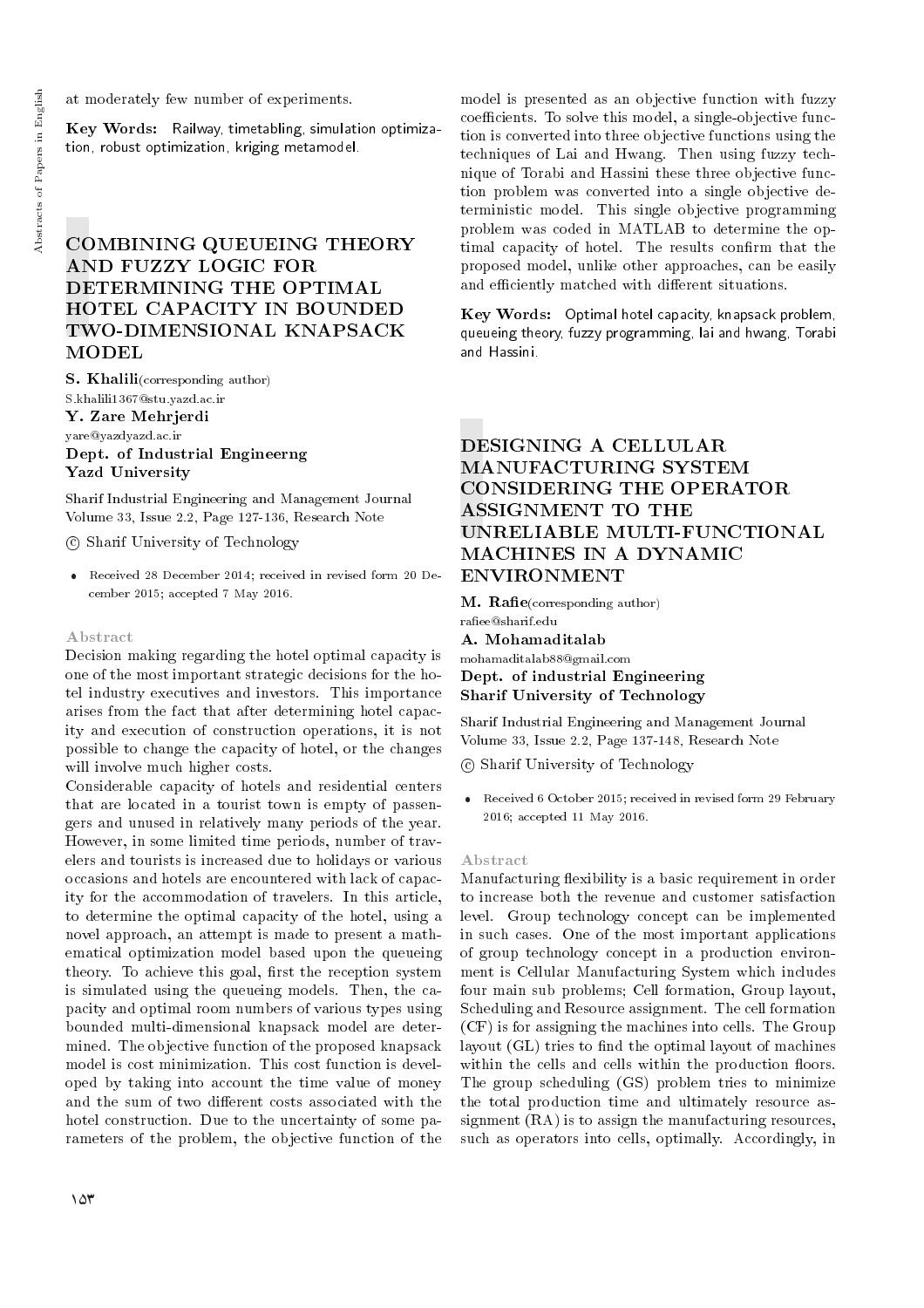at moderately few number of experiments.

**Key Words:** Railway, timetabling, simulation optimization, robust optimization, kriging metamodel.

# COMBINING QUEUEING THEORY AND FUZZY LOGIC FOR DETERMINING THE OPTIMAL HOTEL CAPACITY IN BOUNDED TWO-DIMENSIONAL KNAPSACK MODEL

**S. Khalili**(corresponding author)
S.khalili1367@stu.yazd.ac.ir
**Y. Zare Mehrjerdi**
yare@yazdyazd.ac.ir
**Dept. of Industrial Engineerng**
**Yazd University**

Sharif Industrial Engineering and Management Journal
Volume 33, Issue 2.2, Page 127-136, Research Note

© Sharif University of Technology

- Received 28 December 2014; received in revised form 20 December 2015; accepted 7 May 2016.

## Abstract

Decision making regarding the hotel optimal capacity is one of the most important strategic decisions for the hotel industry executives and investors. This importance arises from the fact that after determining hotel capacity and execution of construction operations, it is not possible to change the capacity of hotel, or the changes will involve much higher costs.

Considerable capacity of hotels and residential centers that are located in a tourist town is empty of passengers and unused in relatively many periods of the year. However, in some limited time periods, number of travelers and tourists is increased due to holidays or various occasions and hotels are encountered with lack of capacity for the accommodation of travelers. In this article, to determine the optimal capacity of the hotel, using a novel approach, an attempt is made to present a mathematical optimization model based upon the queueing theory. To achieve this goal, first the reception system is simulated using the queueing models. Then, the capacity and optimal room numbers of various types using bounded multi-dimensional knapsack model are determined. The objective function of the proposed knapsack model is cost minimization. This cost function is developed by taking into account the time value of money and the sum of two different costs associated with the hotel construction. Due to the uncertainty of some parameters of the problem, the objective function of the model is presented as an objective function with fuzzy coefficients. To solve this model, a single-objective function is converted into three objective functions using the techniques of Lai and Hwang. Then using fuzzy technique of Torabi and Hassini these three objective function problem was converted into a single objective deterministic model. This single objective programming problem was coded in MATLAB to determine the optimal capacity of hotel. The results confirm that the proposed model, unlike other approaches, can be easily and efficiently matched with different situations.

**Key Words:** Optimal hotel capacity, knapsack problem, queueing theory, fuzzy programming, lai and hwang, Torabi and Hassini.

# DESIGNING A CELLULAR MANUFACTURING SYSTEM CONSIDERING THE OPERATOR ASSIGNMENT TO THE UNRELIABLE MULTI-FUNCTIONAL MACHINES IN A DYNAMIC ENVIRONMENT

**M. Rafie**(corresponding author)
rafiee@sharif.edu
**A. Mohamaditalab**
mohamaditalab88@gmail.com
**Dept. of industrial Engineering**
**Sharif University of Technology**

Sharif Industrial Engineering and Management Journal
Volume 33, Issue 2.2, Page 137-148, Research Note

© Sharif University of Technology

- Received 6 October 2015; received in revised form 29 February 2016; accepted 11 May 2016.

## Abstract

Manufacturing flexibility is a basic requirement in order to increase both the revenue and customer satisfaction level. Group technology concept can be implemented in such cases. One of the most important applications of group technology concept in a production environment is Cellular Manufacturing System which includes four main sub problems; Cell formation, Group layout, Scheduling and Resource assignment. The cell formation (CF) is for assigning the machines into cells. The Group layout (GL) tries to find the optimal layout of machines within the cells and cells within the production floors. The group scheduling (GS) problem tries to minimize the total production time and ultimately resource assignment (RA) is to assign the manufacturing resources, such as operators into cells, optimally. Accordingly, in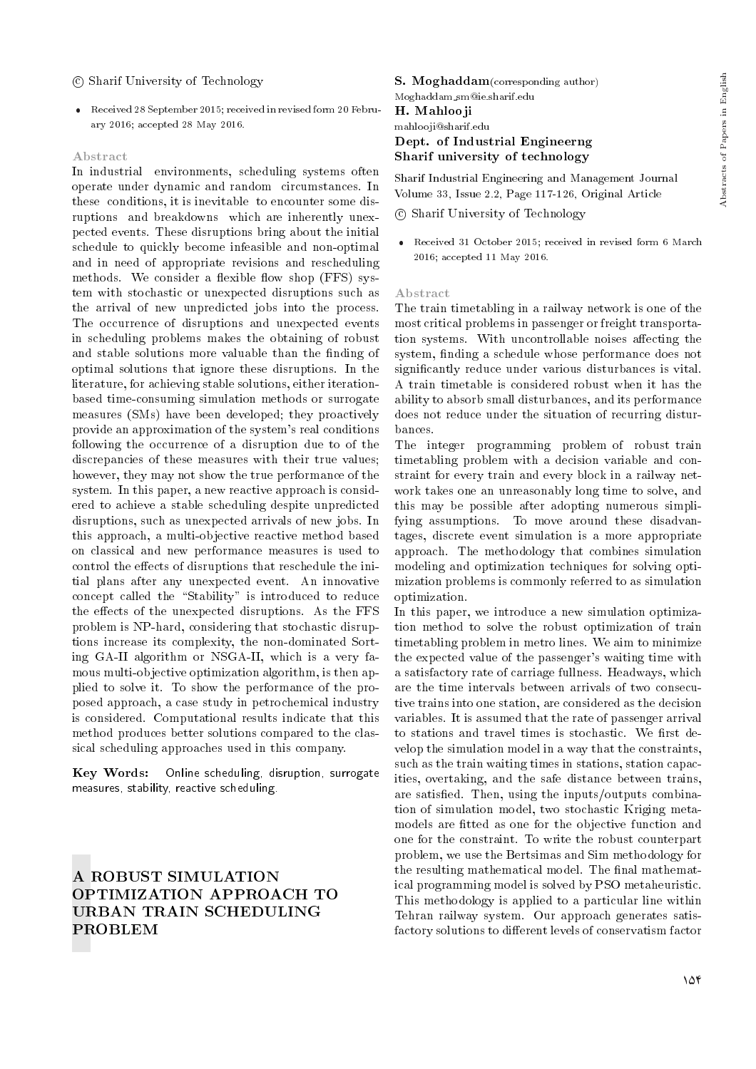© Sharif University of Technology

- Received 28 September 2015; received in revised form 20 February 2016; accepted 28 May 2016.

### Abstract

In industrial environments, scheduling systems often operate under dynamic and random circumstances. In these conditions, it is inevitable to encounter some disruptions and breakdowns which are inherently unexpected events. These disruptions bring about the initial schedule to quickly become infeasible and non-optimal and in need of appropriate revisions and rescheduling methods. We consider a flexible flow shop (FFS) system with stochastic or unexpected disruptions such as the arrival of new unpredicted jobs into the process. The occurrence of disruptions and unexpected events in scheduling problems makes the obtaining of robust and stable solutions more valuable than the finding of optimal solutions that ignore these disruptions. In the literature, for achieving stable solutions, either iteration-based time-consuming simulation methods or surrogate measures (SMs) have been developed; they proactively provide an approximation of the system's real conditions following the occurrence of a disruption due to of the discrepancies of these measures with their true values; however, they may not show the true performance of the system. In this paper, a new reactive approach is considered to achieve a stable scheduling despite unpredicted disruptions, such as unexpected arrivals of new jobs. In this approach, a multi-objective reactive method based on classical and new performance measures is used to control the effects of disruptions that reschedule the initial plans after any unexpected event. An innovative concept called the "Stability" is introduced to reduce the effects of the unexpected disruptions. As the FFS problem is NP-hard, considering that stochastic disruptions increase its complexity, the non-dominated Sorting GA-II algorithm or NSGA-II, which is a very famous multi-objective optimization algorithm, is then applied to solve it. To show the performance of the proposed approach, a case study in petrochemical industry is considered. Computational results indicate that this method produces better solutions compared to the classical scheduling approaches used in this company.

**Key Words:** Online scheduling, disruption, surrogate measures, stability, reactive scheduling.

## A ROBUST SIMULATION OPTIMIZATION APPROACH TO URBAN TRAIN SCHEDULING PROBLEM

**S. Moghaddam** (corresponding author)
Moghaddam_sm@ie.sharif.edu
**H. Mahlooji**
mahlooji@sharif.edu
**Dept. of Industrial Engineerng**
**Sharif university of technology**

Sharif Industrial Engineering and Management Journal
Volume 33, Issue 2.2, Page 117-126, Original Article

© Sharif University of Technology

- Received 31 October 2015; received in revised form 6 March 2016; accepted 11 May 2016.

### Abstract

The train timetabling in a railway network is one of the most critical problems in passenger or freight transportation systems. With uncontrollable noises affecting the system, finding a schedule whose performance does not significantly reduce under various disturbances is vital. A train timetable is considered robust when it has the ability to absorb small disturbances, and its performance does not reduce under the situation of recurring disturbances.

The integer programming problem of robust train timetabling problem with a decision variable and constraint for every train and every block in a railway network takes one an unreasonably long time to solve, and this may be possible after adopting numerous simplifying assumptions. To move around these disadvantages, discrete event simulation is a more appropriate approach. The methodology that combines simulation modeling and optimization techniques for solving optimization problems is commonly referred to as simulation optimization.

In this paper, we introduce a new simulation optimization method to solve the robust optimization of train timetabling problem in metro lines. We aim to minimize the expected value of the passenger's waiting time with a satisfactory rate of carriage fullness. Headways, which are the time intervals between arrivals of two consecutive trains into one station, are considered as the decision variables. It is assumed that the rate of passenger arrival to stations and travel times is stochastic. We first develop the simulation model in a way that the constraints, such as the train waiting times in stations, station capacities, overtaking, and the safe distance between trains, are satisfied. Then, using the inputs/outputs combination of simulation model, two stochastic Kriging metamodels are fitted as one for the objective function and one for the constraint. To write the robust counterpart problem, we use the Bertsimas and Sim methodology for the resulting mathematical model. The final mathematical programming model is solved by PSO metaheuristic. This methodology is applied to a particular line within Tehran railway system. Our approach generates satisfactory solutions to different levels of conservatism factor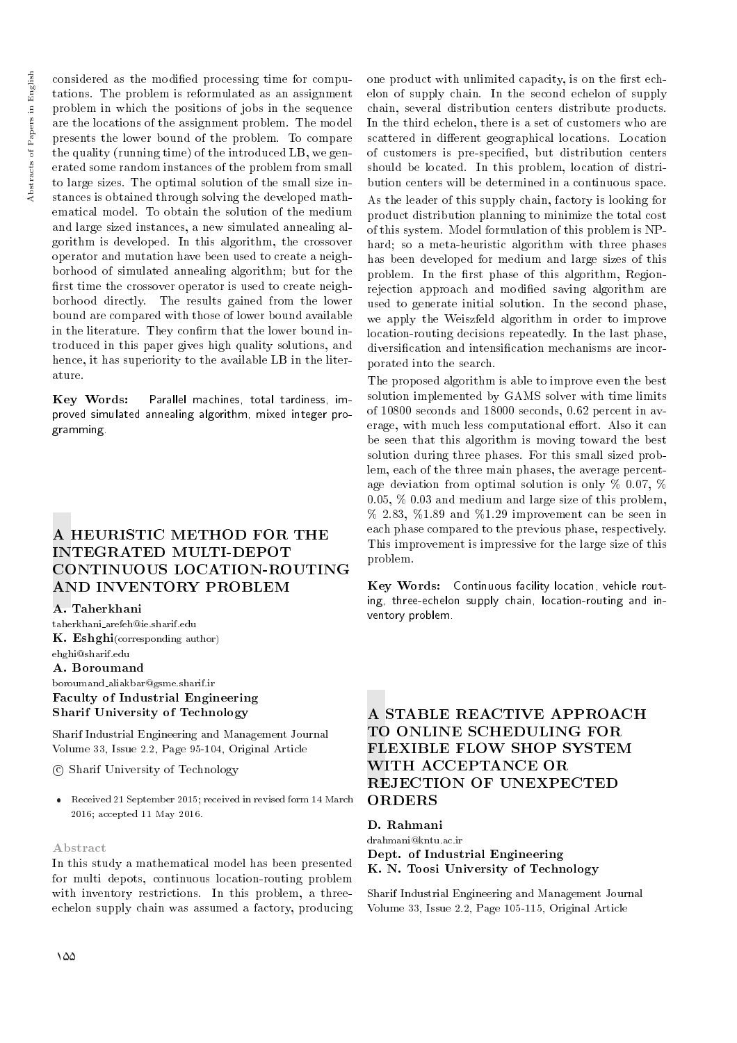considered as the modified processing time for computations. The problem is reformulated as an assignment problem in which the positions of jobs in the sequence are the locations of the assignment problem. The model presents the lower bound of the problem. To compare the quality (running time) of the introduced LB, we generated some random instances of the problem from small to large sizes. The optimal solution of the small size instances is obtained through solving the developed mathematical model. To obtain the solution of the medium and large sized instances, a new simulated annealing algorithm is developed. In this algorithm, the crossover operator and mutation have been used to create a neighborhood of simulated annealing algorithm; but for the first time the crossover operator is used to create neighborhood directly. The results gained from the lower bound are compared with those of lower bound available in the literature. They confirm that the lower bound introduced in this paper gives high quality solutions, and hence, it has superiority to the available LB in the literature.

**Key Words:** Parallel machines, total tardiness, improved simulated annealing algorithm, mixed integer programming.

## A HEURISTIC METHOD FOR THE INTEGRATED MULTI-DEPOT CONTINUOUS LOCATION-ROUTING AND INVENTORY PROBLEM

**A. Taherkhani**
taherkhani_arefeh@ie.sharif.edu
**K. Eshghi**(corresponding author)
ehghi@sharif.edu
**A. Boroumand**
boroumand_aliakbar@gsme.sharif.ir
**Faculty of Industrial Engineering**
**Sharif University of Technology**

Sharif Industrial Engineering and Management Journal
Volume 33, Issue 2.2, Page 95-104, Original Article

© Sharif University of Technology

- Received 21 September 2015; received in revised form 14 March 2016; accepted 11 May 2016.

### Abstract

In this study a mathematical model has been presented for multi depots, continuous location-routing problem with inventory restrictions. In this problem, a three-echelon supply chain was assumed a factory, producing one product with unlimited capacity, is on the first echelon of supply chain. In the second echelon of supply chain, several distribution centers distribute products. In the third echelon, there is a set of customers who are scattered in different geographical locations. Location of customers is pre-specified, but distribution centers should be located. In this problem, location of distribution centers will be determined in a continuous space.

As the leader of this supply chain, factory is looking for product distribution planning to minimize the total cost of this system. Model formulation of this problem is NP-hard; so a meta-heuristic algorithm with three phases has been developed for medium and large sizes of this problem. In the first phase of this algorithm, Region-rejection approach and modified saving algorithm are used to generate initial solution. In the second phase, we apply the Weiszfeld algorithm in order to improve location-routing decisions repeatedly. In the last phase, diversification and intensification mechanisms are incorporated into the search.

The proposed algorithm is able to improve even the best solution implemented by GAMS solver with time limits of 10800 seconds and 18000 seconds, 0.62 percent in average, with much less computational effort. Also it can be seen that this algorithm is moving toward the best solution during three phases. For this small sized problem, each of the three main phases, the average percentage deviation from optimal solution is only % 0.07, % 0.05, % 0.03 and medium and large size of this problem, % 2.83, %1.89 and %1.29 improvement can be seen in each phase compared to the previous phase, respectively. This improvement is impressive for the large size of this problem.

**Key Words:** Continuous facility location, vehicle routing, three-echelon supply chain, location-routing and inventory problem.

## A STABLE REACTIVE APPROACH TO ONLINE SCHEDULING FOR FLEXIBLE FLOW SHOP SYSTEM WITH ACCEPTANCE OR REJECTION OF UNEXPECTED ORDERS

**D. Rahmani**
drahmani@kntu.ac.ir
**Dept. of Industrial Engineering**
**K. N. Toosi University of Technology**

Sharif Industrial Engineering and Management Journal
Volume 33, Issue 2.2, Page 105-115, Original Article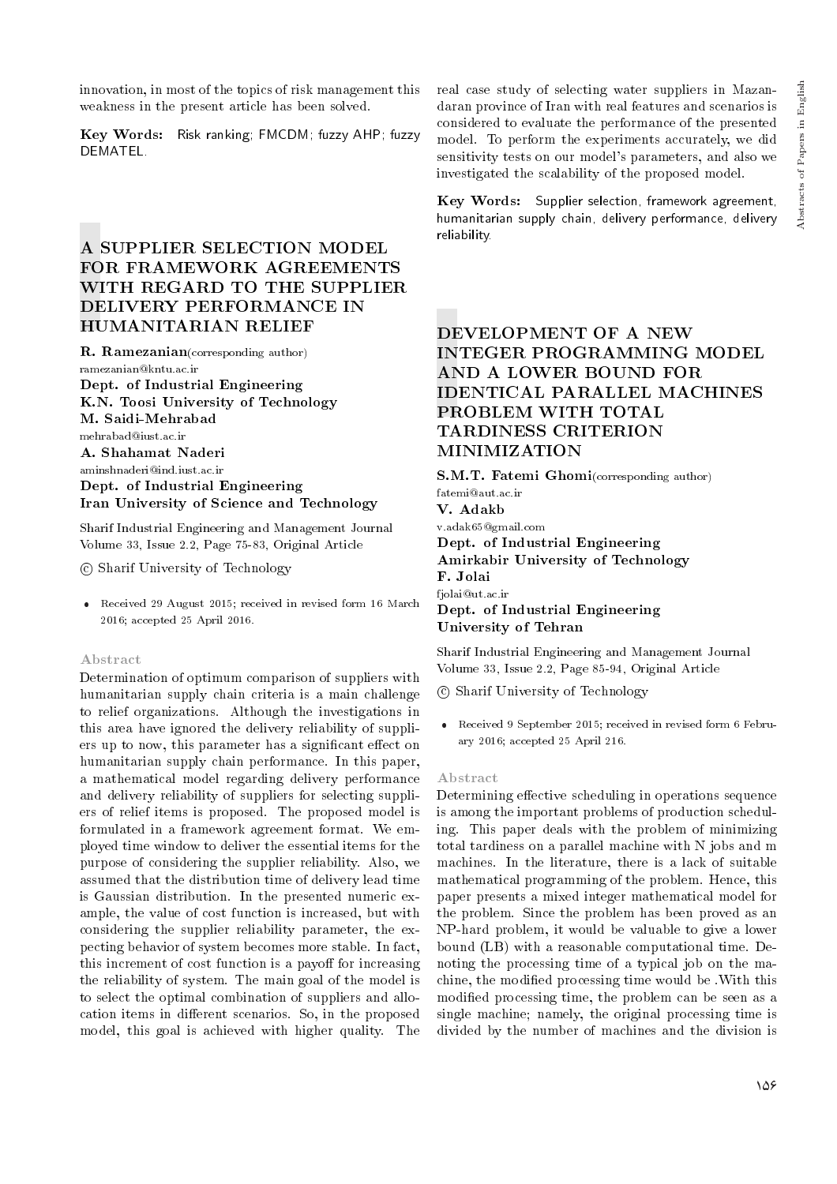innovation, in most of the topics of risk management this weakness in the present article has been solved.

**Key Words:** Risk ranking; FMCDM; fuzzy AHP; fuzzy DEMATEL.

## A SUPPLIER SELECTION MODEL FOR FRAMEWORK AGREEMENTS WITH REGARD TO THE SUPPLIER DELIVERY PERFORMANCE IN HUMANITARIAN RELIEF

**R. Ramezanian**(corresponding author)
ramezanian@kntu.ac.ir
**Dept. of Industrial Engineering**
**K.N. Toosi University of Technology**
**M. Saidi-Mehrabad**
mehrabad@iust.ac.ir
**A. Shahamat Naderi**
aminshnaderi@ind.iust.ac.ir
**Dept. of Industrial Engineering**
**Iran University of Science and Technology**

Sharif Industrial Engineering and Management Journal
Volume 33, Issue 2.2, Page 75-83, Original Article

© Sharif University of Technology

- Received 29 August 2015; received in revised form 16 March 2016; accepted 25 April 2016.

### Abstract

Determination of optimum comparison of suppliers with humanitarian supply chain criteria is a main challenge to relief organizations. Although the investigations in this area have ignored the delivery reliability of suppliers up to now, this parameter has a significant effect on humanitarian supply chain performance. In this paper, a mathematical model regarding delivery performance and delivery reliability of suppliers for selecting suppliers of relief items is proposed. The proposed model is formulated in a framework agreement format. We employed time window to deliver the essential items for the purpose of considering the supplier reliability. Also, we assumed that the distribution time of delivery lead time is Gaussian distribution. In the presented numeric example, the value of cost function is increased, but with considering the supplier reliability parameter, the expecting behavior of system becomes more stable. In fact, this increment of cost function is a payoff for increasing the reliability of system. The main goal of the model is to select the optimal combination of suppliers and allocation items in different scenarios. So, in the proposed model, this goal is achieved with higher quality. The real case study of selecting water suppliers in Mazandaran province of Iran with real features and scenarios is considered to evaluate the performance of the presented model. To perform the experiments accurately, we did sensitivity tests on our model's parameters, and also we investigated the scalability of the proposed model.

**Key Words:** Supplier selection, framework agreement, humanitarian supply chain, delivery performance, delivery reliability.

## DEVELOPMENT OF A NEW INTEGER PROGRAMMING MODEL AND A LOWER BOUND FOR IDENTICAL PARALLEL MACHINES PROBLEM WITH TOTAL TARDINESS CRITERION MINIMIZATION

**S.M.T. Fatemi Ghomi**(corresponding author)
fatemi@aut.ac.ir
**V. Adakb**
v.adak65@gmail.com
**Dept. of Industrial Engineering**
**Amirkabir University of Technology**
**F. Jolai**
fjolai@ut.ac.ir
**Dept. of Industrial Engineering**
**University of Tehran**

Sharif Industrial Engineering and Management Journal
Volume 33, Issue 2.2, Page 85-94, Original Article

© Sharif University of Technology

- Received 9 September 2015; received in revised form 6 February 2016; accepted 25 April 216.

### Abstract

Determining effective scheduling in operations sequence is among the important problems of production scheduling. This paper deals with the problem of minimizing total tardiness on a parallel machine with N jobs and m machines. In the literature, there is a lack of suitable mathematical programming of the problem. Hence, this paper presents a mixed integer mathematical model for the problem. Since the problem has been proved as an NP-hard problem, it would be valuable to give a lower bound (LB) with a reasonable computational time. Denoting the processing time of a typical job on the machine, the modified processing time would be .With this modified processing time, the problem can be seen as a single machine; namely, the original processing time is divided by the number of machines and the division is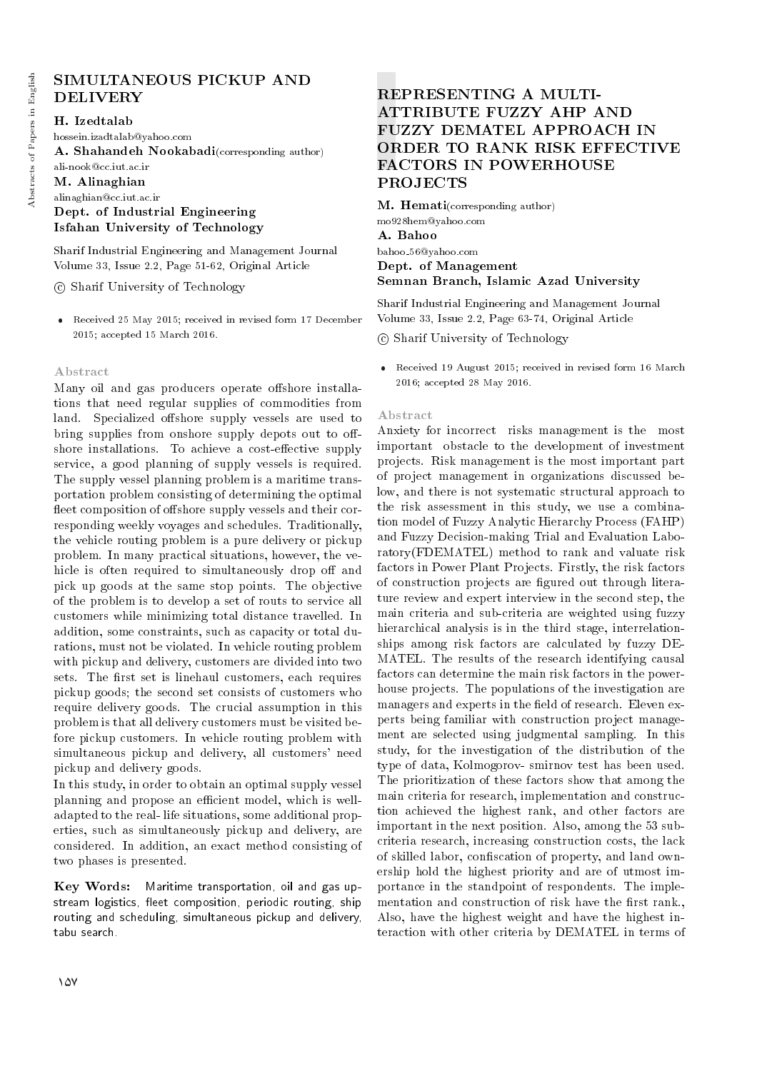# SIMULTANEOUS PICKUP AND DELIVERY

**H. Izedtalab**
hossein.izadtalab@yahoo.com
**A. Shahandeh Nookabadi**(corresponding author)
ali-nook@cc.iut.ac.ir
**M. Alinaghian**
alinaghian@cc.iut.ac.ir
**Dept. of Industrial Engineering**
**Isfahan University of Technology**

Sharif Industrial Engineering and Management Journal
Volume 33, Issue 2.2, Page 51-62, Original Article

© Sharif University of Technology

- Received 25 May 2015; received in revised form 17 December 2015; accepted 15 March 2016.

### Abstract

Many oil and gas producers operate offshore installations that need regular supplies of commodities from land. Specialized offshore supply vessels are used to bring supplies from onshore supply depots out to offshore installations. To achieve a cost-effective supply service, a good planning of supply vessels is required. The supply vessel planning problem is a maritime transportation problem consisting of determining the optimal fleet composition of offshore supply vessels and their corresponding weekly voyages and schedules. Traditionally, the vehicle routing problem is a pure delivery or pickup problem. In many practical situations, however, the vehicle is often required to simultaneously drop off and pick up goods at the same stop points. The objective of the problem is to develop a set of routs to service all customers while minimizing total distance travelled. In addition, some constraints, such as capacity or total durations, must not be violated. In vehicle routing problem with pickup and delivery, customers are divided into two sets. The first set is linehaul customers, each requires pickup goods; the second set consists of customers who require delivery goods. The crucial assumption in this problem is that all delivery customers must be visited before pickup customers. In vehicle routing problem with simultaneous pickup and delivery, all customers' need pickup and delivery goods.

In this study, in order to obtain an optimal supply vessel planning and propose an efficient model, which is well-adapted to the real- life situations, some additional properties, such as simultaneously pickup and delivery, are considered. In addition, an exact method consisting of two phases is presented.

**Key Words:** Maritime transportation, oil and gas upstream logistics, fleet composition, periodic routing, ship routing and scheduling, simultaneous pickup and delivery, tabu search.

# REPRESENTING A MULTI-ATTRIBUTE FUZZY AHP AND FUZZY DEMATEL APPROACH IN ORDER TO RANK RISK EFFECTIVE FACTORS IN POWERHOUSE PROJECTS

**M. Hemati**(corresponding author)
mo928hem@yahoo.com
**A. Bahoo**
bahoo_56@yahoo.com
**Dept. of Management**
**Semnan Branch, Islamic Azad University**

Sharif Industrial Engineering and Management Journal
Volume 33, Issue 2.2, Page 63-74, Original Article

© Sharif University of Technology

- Received 19 August 2015; received in revised form 16 March 2016; accepted 28 May 2016.

### Abstract

Anxiety for incorrect risks management is the most important obstacle to the development of investment projects. Risk management is the most important part of project management in organizations discussed below, and there is not systematic structural approach to the risk assessment in this study, we use a combination model of Fuzzy Analytic Hierarchy Process (FAHP) and Fuzzy Decision-making Trial and Evaluation Laboratory(FDEMATEL) method to rank and valuate risk factors in Power Plant Projects. Firstly, the risk factors of construction projects are figured out through literature review and expert interview in the second step, the main criteria and sub-criteria are weighted using fuzzy hierarchical analysis is in the third stage, interrelationships among risk factors are calculated by fuzzy DEMATEL. The results of the research identifying causal factors can determine the main risk factors in the powerhouse projects. The populations of the investigation are managers and experts in the field of research. Eleven experts being familiar with construction project management are selected using judgmental sampling. In this study, for the investigation of the distribution of the type of data, Kolmogorov- smirnov test has been used. The prioritization of these factors show that among the main criteria for research, implementation and construction achieved the highest rank, and other factors are important in the next position. Also, among the 53 subcriteria research, increasing construction costs, the lack of skilled labor, confiscation of property, and land ownership hold the highest priority and are of utmost importance in the standpoint of respondents. The implementation and construction of risk have the first rank., Also, have the highest weight and have the highest interaction with other criteria by DEMATEL in terms of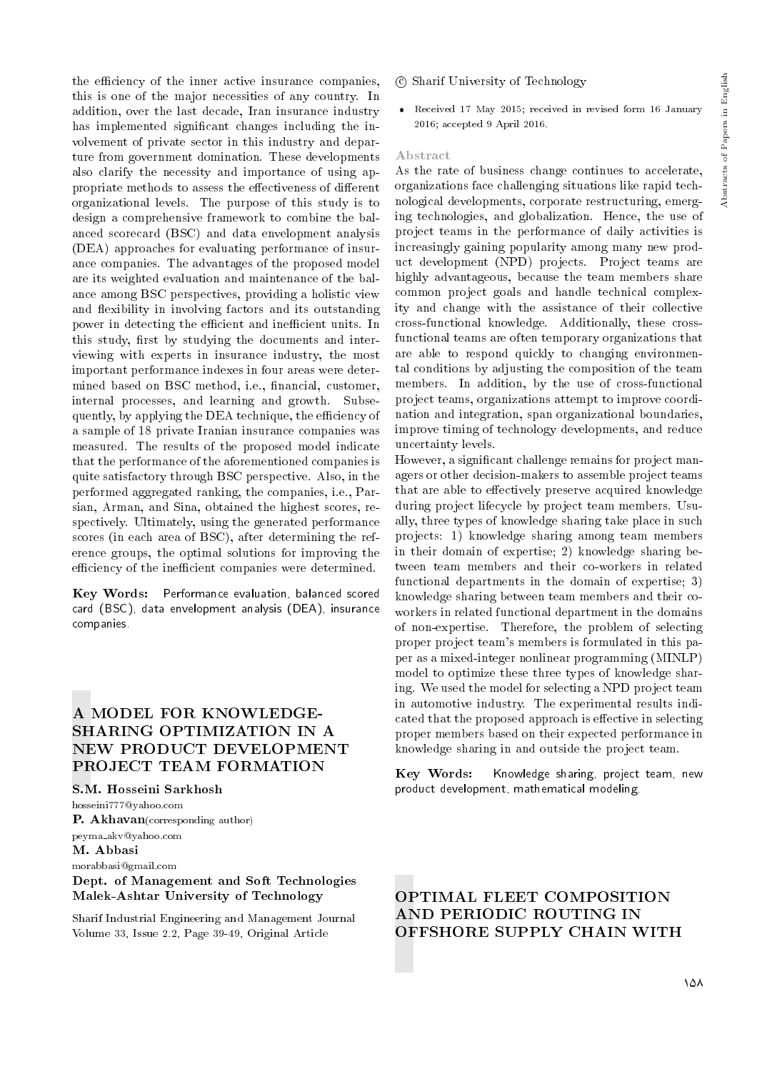the efficiency of the inner active insurance companies, this is one of the major necessities of any country. In addition, over the last decade, Iran insurance industry has implemented significant changes including the involvement of private sector in this industry and departure from government domination. These developments also clarify the necessity and importance of using appropriate methods to assess the effectiveness of different organizational levels. The purpose of this study is to design a comprehensive framework to combine the balanced scorecard (BSC) and data envelopment analysis (DEA) approaches for evaluating performance of insurance companies. The advantages of the proposed model are its weighted evaluation and maintenance of the balance among BSC perspectives, providing a holistic view and flexibility in involving factors and its outstanding power in detecting the efficient and inefficient units. In this study, first by studying the documents and interviewing with experts in insurance industry, the most important performance indexes in four areas were determined based on BSC method, i.e., financial, customer, internal processes, and learning and growth. Subsequently, by applying the DEA technique, the efficiency of a sample of 18 private Iranian insurance companies was measured. The results of the proposed model indicate that the performance of the aforementioned companies is quite satisfactory through BSC perspective. Also, in the performed aggregated ranking, the companies, i.e., Parsian, Arman, and Sina, obtained the highest scores, respectively. Ultimately, using the generated performance scores (in each area of BSC), after determining the reference groups, the optimal solutions for improving the efficiency of the inefficient companies were determined.

**Key Words:** Performance evaluation, balanced scored card (BSC), data envelopment analysis (DEA), insurance companies.

## A MODEL FOR KNOWLEDGE-SHARING OPTIMIZATION IN A NEW PRODUCT DEVELOPMENT PROJECT TEAM FORMATION

**S.M. Hosseini Sarkhosh**
hosseini777@yahoo.com
**P. Akhavan**(corresponding author)
peyma_akv@yahoo.com
**M. Abbasi**
morabbasi@gmail.com
**Dept. of Management and Soft Technologies**
**Malek-Ashtar University of Technology**

Sharif Industrial Engineering and Management Journal
Volume 33, Issue 2.2, Page 39-49, Original Article

© Sharif University of Technology

- Received 17 May 2015; received in revised form 16 January 2016; accepted 9 April 2016.

### Abstract

As the rate of business change continues to accelerate, organizations face challenging situations like rapid technological developments, corporate restructuring, emerging technologies, and globalization. Hence, the use of project teams in the performance of daily activities is increasingly gaining popularity among many new product development (NPD) projects. Project teams are highly advantageous, because the team members share common project goals and handle technical complexity and change with the assistance of their collective cross-functional knowledge. Additionally, these cross-functional teams are often temporary organizations that are able to respond quickly to changing environmental conditions by adjusting the composition of the team members. In addition, by the use of cross-functional project teams, organizations attempt to improve coordination and integration, span organizational boundaries, improve timing of technology developments, and reduce uncertainty levels.

However, a significant challenge remains for project managers or other decision-makers to assemble project teams that are able to effectively preserve acquired knowledge during project lifecycle by project team members. Usually, three types of knowledge sharing take place in such projects: 1) knowledge sharing among team members in their domain of expertise; 2) knowledge sharing between team members and their co-workers in related functional departments in the domain of expertise; 3) knowledge sharing between team members and their co-workers in related functional department in the domains of non-expertise. Therefore, the problem of selecting proper project team's members is formulated in this paper as a mixed-integer nonlinear programming (MINLP) model to optimize these three types of knowledge sharing. We used the model for selecting a NPD project team in automotive industry. The experimental results indicated that the proposed approach is effective in selecting proper members based on their expected performance in knowledge sharing in and outside the project team.

**Key Words:** Knowledge sharing, project team, new product development, mathematical modeling.

## OPTIMAL FLEET COMPOSITION AND PERIODIC ROUTING IN OFFSHORE SUPPLY CHAIN WITH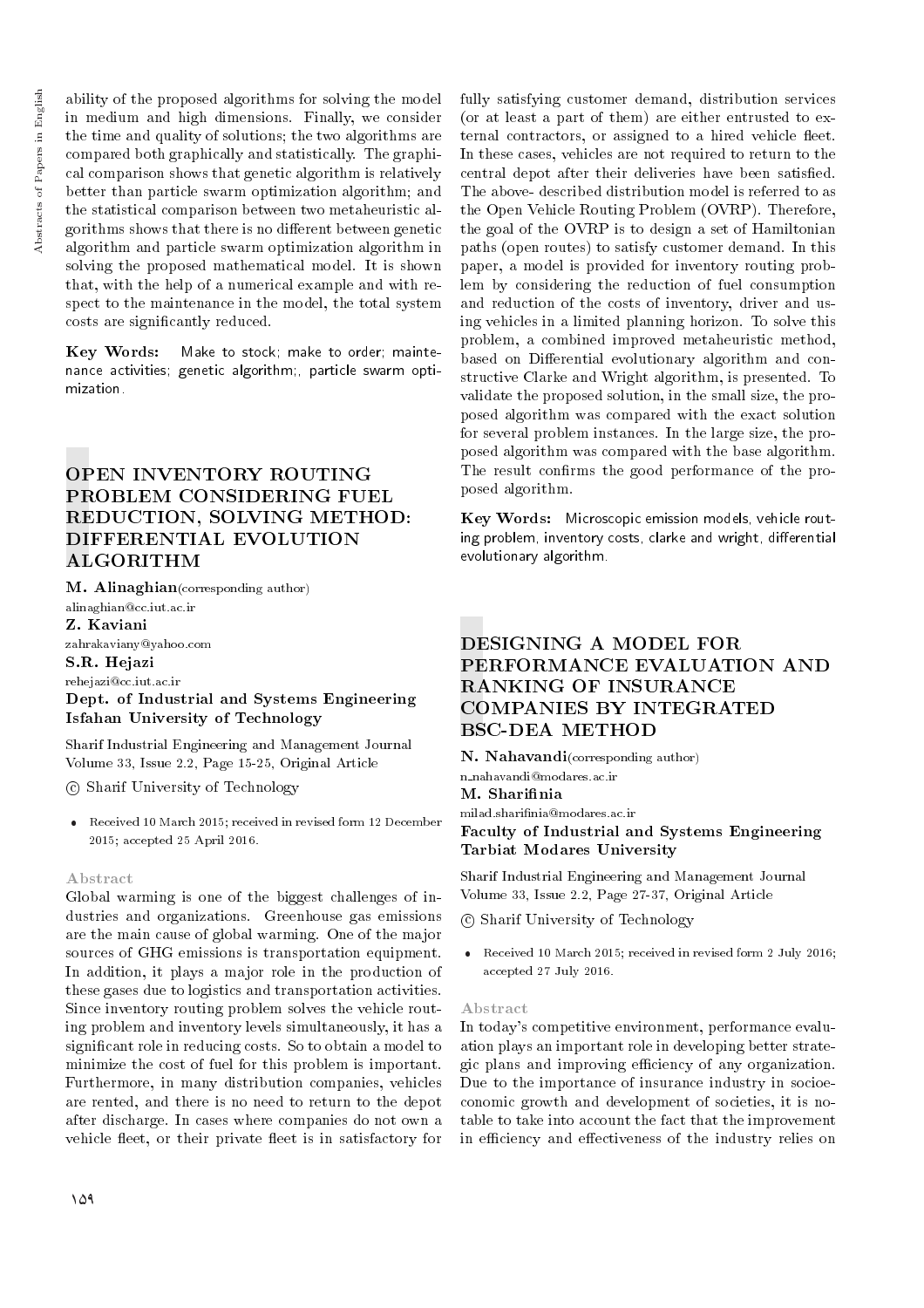ability of the proposed algorithms for solving the model in medium and high dimensions. Finally, we consider the time and quality of solutions; the two algorithms are compared both graphically and statistically. The graphical comparison shows that genetic algorithm is relatively better than particle swarm optimization algorithm; and the statistical comparison between two metaheuristic algorithms shows that there is no different between genetic algorithm and particle swarm optimization algorithm in solving the proposed mathematical model. It is shown that, with the help of a numerical example and with respect to the maintenance in the model, the total system costs are significantly reduced.

**Key Words:** Make to stock; make to order; maintenance activities; genetic algorithm;, particle swarm optimization.

## OPEN INVENTORY ROUTING PROBLEM CONSIDERING FUEL REDUCTION, SOLVING METHOD: DIFFERENTIAL EVOLUTION ALGORITHM

**M. Alinaghian**(corresponding author)
alinaghian@cc.iut.ac.ir
**Z. Kaviani**
zahrakaviany@yahoo.com
**S.R. Hejazi**
rehejazi@cc.iut.ac.ir
**Dept. of Industrial and Systems Engineering**
**Isfahan University of Technology**

Sharif Industrial Engineering and Management Journal
Volume 33, Issue 2.2, Page 15-25, Original Article

© Sharif University of Technology

- Received 10 March 2015; received in revised form 12 December 2015; accepted 25 April 2016.

### Abstract

Global warming is one of the biggest challenges of industries and organizations. Greenhouse gas emissions are the main cause of global warming. One of the major sources of GHG emissions is transportation equipment. In addition, it plays a major role in the production of these gases due to logistics and transportation activities. Since inventory routing problem solves the vehicle routing problem and inventory levels simultaneously, it has a significant role in reducing costs. So to obtain a model to minimize the cost of fuel for this problem is important. Furthermore, in many distribution companies, vehicles are rented, and there is no need to return to the depot after discharge. In cases where companies do not own a vehicle fleet, or their private fleet is in satisfactory for fully satisfying customer demand, distribution services (or at least a part of them) are either entrusted to external contractors, or assigned to a hired vehicle fleet. In these cases, vehicles are not required to return to the central depot after their deliveries have been satisfied. The above- described distribution model is referred to as the Open Vehicle Routing Problem (OVRP). Therefore, the goal of the OVRP is to design a set of Hamiltonian paths (open routes) to satisfy customer demand. In this paper, a model is provided for inventory routing problem by considering the reduction of fuel consumption and reduction of the costs of inventory, driver and using vehicles in a limited planning horizon. To solve this problem, a combined improved metaheuristic method, based on Differential evolutionary algorithm and constructive Clarke and Wright algorithm, is presented. To validate the proposed solution, in the small size, the proposed algorithm was compared with the exact solution for several problem instances. In the large size, the proposed algorithm was compared with the base algorithm. The result confirms the good performance of the proposed algorithm.

**Key Words:** Microscopic emission models, vehicle routing problem, inventory costs, clarke and wright, differential evolutionary algorithm.

## DESIGNING A MODEL FOR PERFORMANCE EVALUATION AND RANKING OF INSURANCE COMPANIES BY INTEGRATED BSC-DEA METHOD

**N. Nahavandi**(corresponding author)
n_nahavandi@modares.ac.ir
**M. Sharifinia**
milad.sharifinia@modares.ac.ir
**Faculty of Industrial and Systems Engineering**
**Tarbiat Modares University**

Sharif Industrial Engineering and Management Journal
Volume 33, Issue 2.2, Page 27-37, Original Article

© Sharif University of Technology

- Received 10 March 2015; received in revised form 2 July 2016; accepted 27 July 2016.

### Abstract

In today's competitive environment, performance evaluation plays an important role in developing better strategic plans and improving efficiency of any organization. Due to the importance of insurance industry in socioeconomic growth and development of societies, it is notable to take into account the fact that the improvement in efficiency and effectiveness of the industry relies on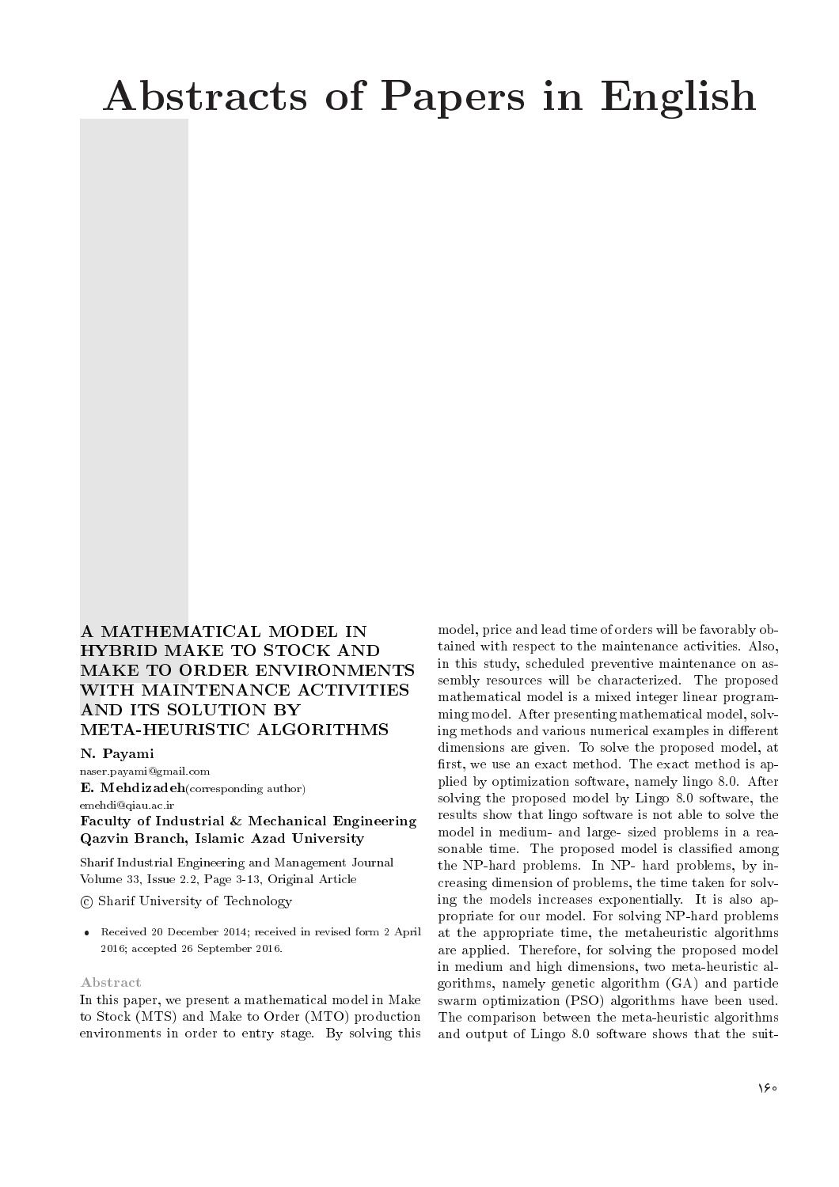# Abstracts of Papers in English

## A MATHEMATICAL MODEL IN HYBRID MAKE TO STOCK AND MAKE TO ORDER ENVIRONMENTS WITH MAINTENANCE ACTIVITIES AND ITS SOLUTION BY META-HEURISTIC ALGORITHMS

**N. Payami**
naser.payami@gmail.com
**E. Mehdizadeh**(corresponding author)
emehdi@qiau.ac.ir
**Faculty of Industrial & Mechanical Engineering Qazvin Branch, Islamic Azad University**

Sharif Industrial Engineering and Management Journal
Volume 33, Issue 2.2, Page 3-13, Original Article

© Sharif University of Technology

- Received 20 December 2014; received in revised form 2 April 2016; accepted 26 September 2016.

### Abstract

In this paper, we present a mathematical model in Make to Stock (MTS) and Make to Order (MTO) production environments in order to entry stage. By solving this model, price and lead time of orders will be favorably obtained with respect to the maintenance activities. Also, in this study, scheduled preventive maintenance on assembly resources will be characterized. The proposed mathematical model is a mixed integer linear programming model. After presenting mathematical model, solving methods and various numerical examples in different dimensions are given. To solve the proposed model, at first, we use an exact method. The exact method is applied by optimization software, namely lingo 8.0. After solving the proposed model by Lingo 8.0 software, the results show that lingo software is not able to solve the model in medium- and large- sized problems in a reasonable time. The proposed model is classified among the NP-hard problems. In NP- hard problems, by increasing dimension of problems, the time taken for solving the models increases exponentially. It is also appropriate for our model. For solving NP-hard problems at the appropriate time, the metaheuristic algorithms are applied. Therefore, for solving the proposed model in medium and high dimensions, two meta-heuristic algorithms, namely genetic algorithm (GA) and particle swarm optimization (PSO) algorithms have been used. The comparison between the meta-heuristic algorithms and output of Lingo 8.0 software shows that the suit-